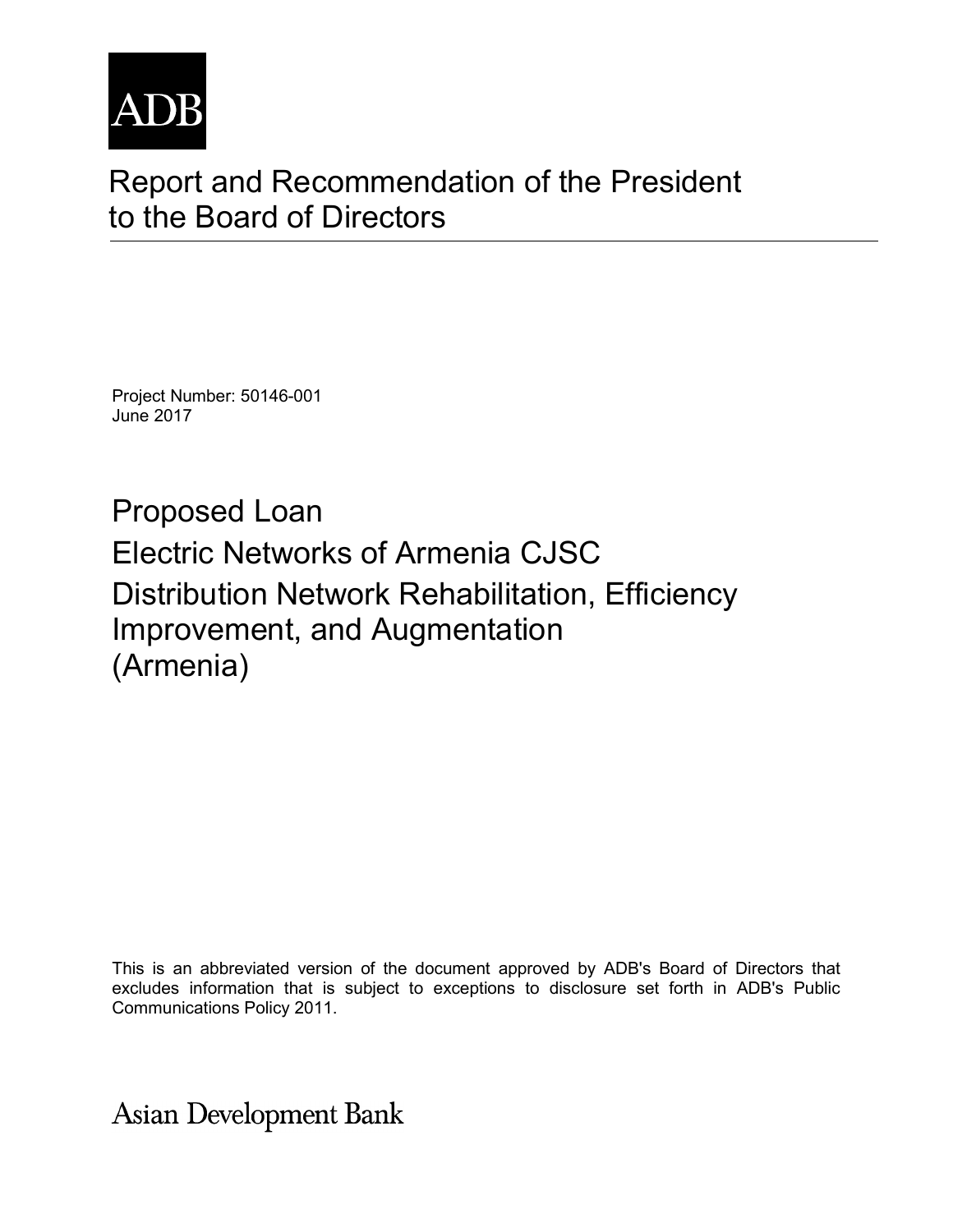ADB

# Report and Recommendation of the President to the Board of Directors

Project Number: 50146-001
June 2017

## Proposed Loan
## Electric Networks of Armenia CJSC
## Distribution Network Rehabilitation, Efficiency Improvement, and Augmentation
## (Armenia)

This is an abbreviated version of the document approved by ADB's Board of Directors that excludes information that is subject to exceptions to disclosure set forth in ADB's Public Communications Policy 2011.

Asian Development Bank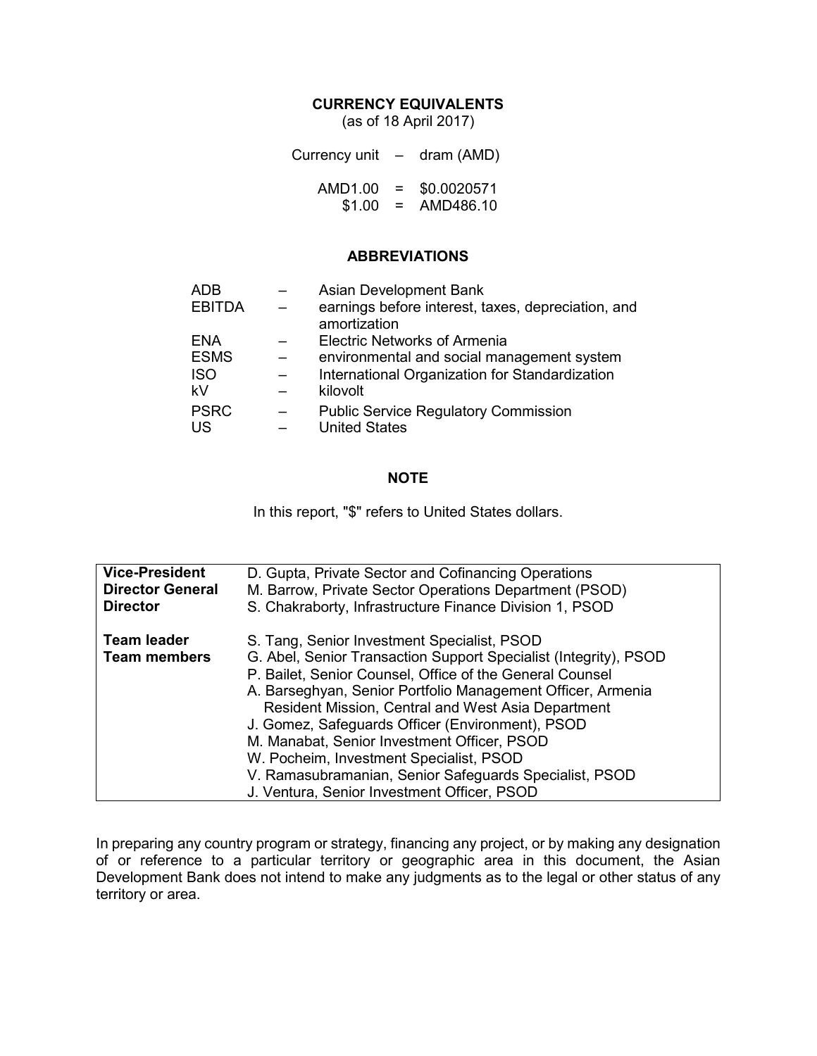## CURRENCY EQUIVALENTS

(as of 18 April 2017)

Currency unit – dram (AMD)

AMD1.00 = \$0.0020571
\$1.00 = AMD486.10

## ABBREVIATIONS

| | | |
|---|---|---|
| ADB | – | Asian Development Bank |
| EBITDA | – | earnings before interest, taxes, depreciation, and amortization |
| ENA | – | Electric Networks of Armenia |
| ESMS | – | environmental and social management system |
| ISO | – | International Organization for Standardization |
| kV | – | kilovolt |
| PSRC | – | Public Service Regulatory Commission |
| US | – | United States |

## NOTE

In this report, "$" refers to United States dollars.

| | |
|---|---|
| **Vice-President** | D. Gupta, Private Sector and Cofinancing Operations |
| **Director General** | M. Barrow, Private Sector Operations Department (PSOD) |
| **Director** | S. Chakraborty, Infrastructure Finance Division 1, PSOD |
| **Team leader** | S. Tang, Senior Investment Specialist, PSOD |
| **Team members** | G. Abel, Senior Transaction Support Specialist (Integrity), PSOD |
| | P. Bailet, Senior Counsel, Office of the General Counsel |
| | A. Barseghyan, Senior Portfolio Management Officer, Armenia Resident Mission, Central and West Asia Department |
| | J. Gomez, Safeguards Officer (Environment), PSOD |
| | M. Manabat, Senior Investment Officer, PSOD |
| | W. Pocheim, Investment Specialist, PSOD |
| | V. Ramasubramanian, Senior Safeguards Specialist, PSOD |
| | J. Ventura, Senior Investment Officer, PSOD |

In preparing any country program or strategy, financing any project, or by making any designation of or reference to a particular territory or geographic area in this document, the Asian Development Bank does not intend to make any judgments as to the legal or other status of any territory or area.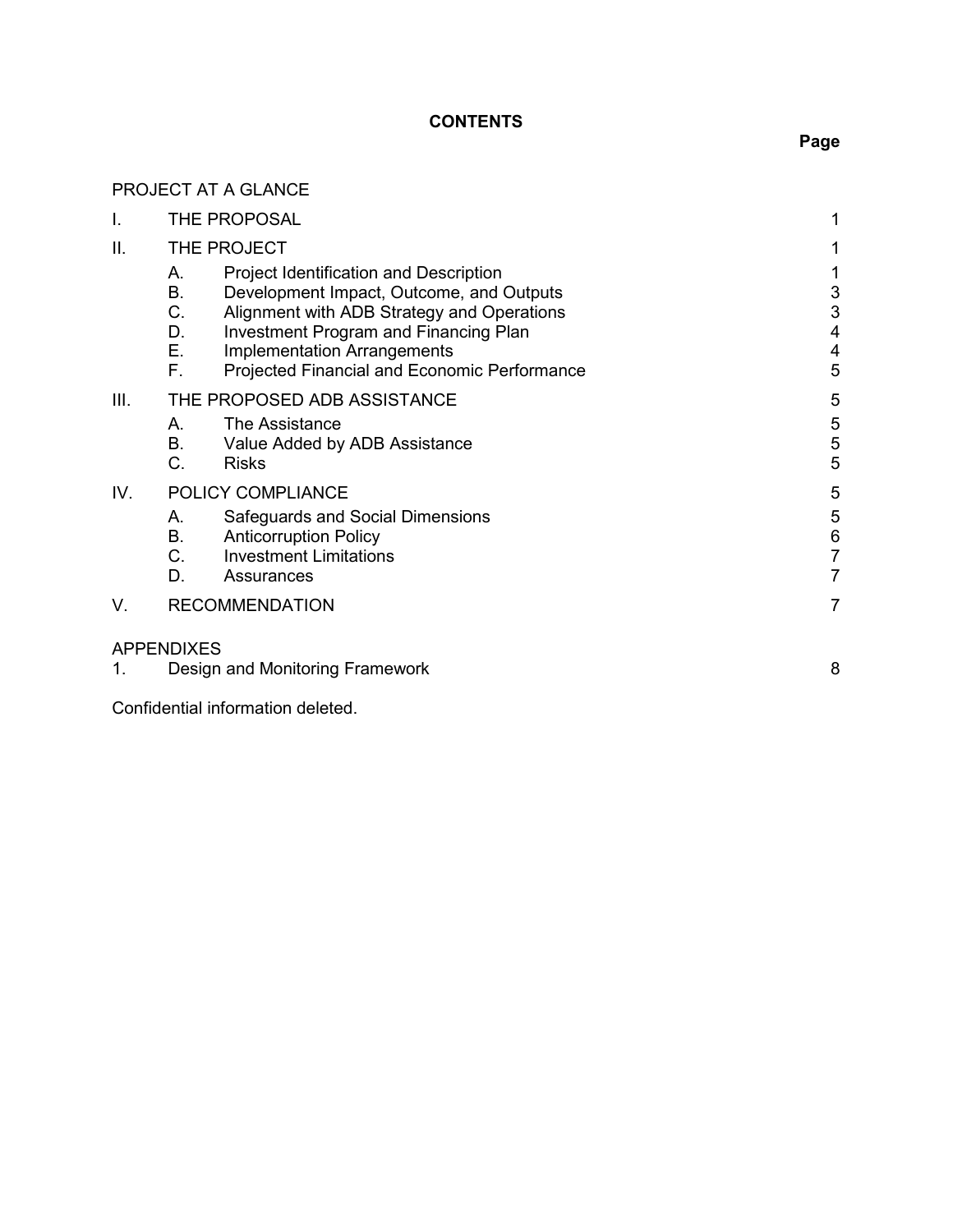**CONTENTS**

| | | | Page |
|---|---|---|---|
| PROJECT AT A GLANCE | | | |
| I. | THE PROPOSAL | | 1 |
| II. | THE PROJECT | | 1 |
| | A. | Project Identification and Description | 1 |
| | B. | Development Impact, Outcome, and Outputs | 3 |
| | C. | Alignment with ADB Strategy and Operations | 3 |
| | D. | Investment Program and Financing Plan | 4 |
| | E. | Implementation Arrangements | 4 |
| | F. | Projected Financial and Economic Performance | 5 |
| III. | THE PROPOSED ADB ASSISTANCE | | 5 |
| | A. | The Assistance | 5 |
| | B. | Value Added by ADB Assistance | 5 |
| | C. | Risks | 5 |
| IV. | POLICY COMPLIANCE | | 5 |
| | A. | Safeguards and Social Dimensions | 5 |
| | B. | Anticorruption Policy | 6 |
| | C. | Investment Limitations | 7 |
| | D. | Assurances | 7 |
| V. | RECOMMENDATION | | 7 |

APPENDIXES

| | | |
|---|---|---|
| 1. | Design and Monitoring Framework | 8 |

Confidential information deleted.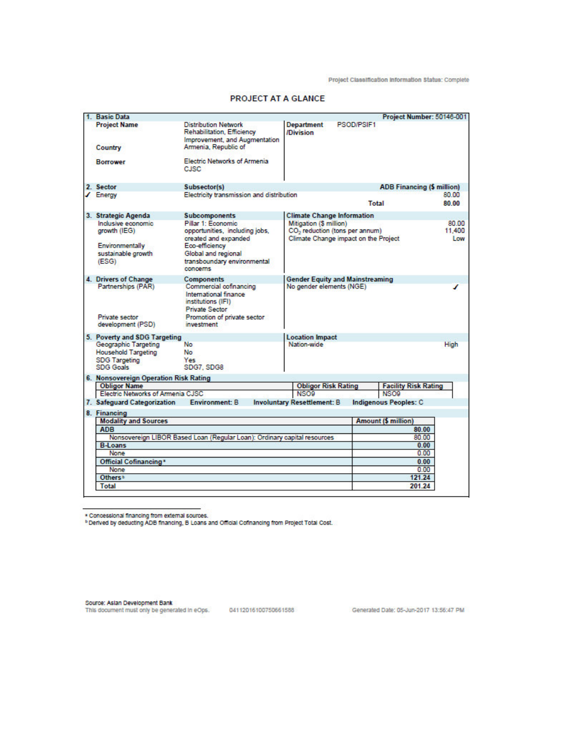Project Classification Information Status: Complete

# PROJECT AT A GLANCE

| 1. Basic Data | | Project Number: 50146-001 | |
|---|---|---|---|
| Project Name | Distribution Network Rehabilitation, Efficiency Improvement, and Augmentation | Department /Division | PSOD/PSIF1 |
| Country | Armenia, Republic of | | |
| Borrower | Electric Networks of Armenia CJSC | | |

| 2. Sector | Subsector(s) | ADB Financing ($ million) |
|---|---|---|
| ✓ Energy | Electricity transmission and distribution | 80.00 |
| | Total | 80.00 |

| 3. Strategic Agenda | Subcomponents | Climate Change Information | |
|---|---|---|---|
| Inclusive economic growth (IEG) | Pillar 1: Economic opportunities, including jobs, created and expanded | Mitigation ($ million) | 80.00 |
| | | $CO_2$ reduction (tons per annum) | 11,400 |
| | | Climate Change impact on the Project | Low |
| Environmentally sustainable growth (ESG) | Eco-efficiency<br>Global and regional transboundary environmental concerns | | |

| 4. Drivers of Change | Components | Gender Equity and Mainstreaming | |
|---|---|---|---|
| Partnerships (PAR) | Commercial cofinancing<br>International finance institutions (IFI)<br>Private Sector | No gender elements (NGE) | ✓ |
| Private sector development (PSD) | Promotion of private sector investment | | |

| 5. Poverty and SDG Targeting | | Location Impact | |
|---|---|---|---|
| Geographic Targeting | No | Nation-wide | High |
| Household Targeting | No | | |
| SDG Targeting | Yes | | |
| SDG Goals | SDG7, SDG8 | | |

**6. Nonsovereign Operation Risk Rating**

| Obligor Name | Obligor Risk Rating | Facility Risk Rating |
|---|---|---|
| Electric Networks of Armenia CJSC | NSO9 | NSO9 |

**7. Safeguard Categorization** Environment: B Involuntary Resettlement: B Indigenous Peoples: C

**8. Financing**

| Modality and Sources | Amount ($ million) |
|---|---|
| **ADB** | **80.00** |
| Nonsovereign LIBOR Based Loan (Regular Loan): Ordinary capital resources | 80.00 |
| **B-Loans** | **0.00** |
| None | 0.00 |
| **Official Cofinancing** [a] | **0.00** |
| None | 0.00 |
| **Others** [b] | **121.24** |
| **Total** | **201.24** |

[a] Concessional financing from external sources.
[b] Derived by deducting ADB financing, B Loans and Official Cofinancing from Project Total Cost.

Source: Asian Development Bank
This document must only be generated in eOps. 04112016100750661588 Generated Date: 05-Jun-2017 13:56:47 PM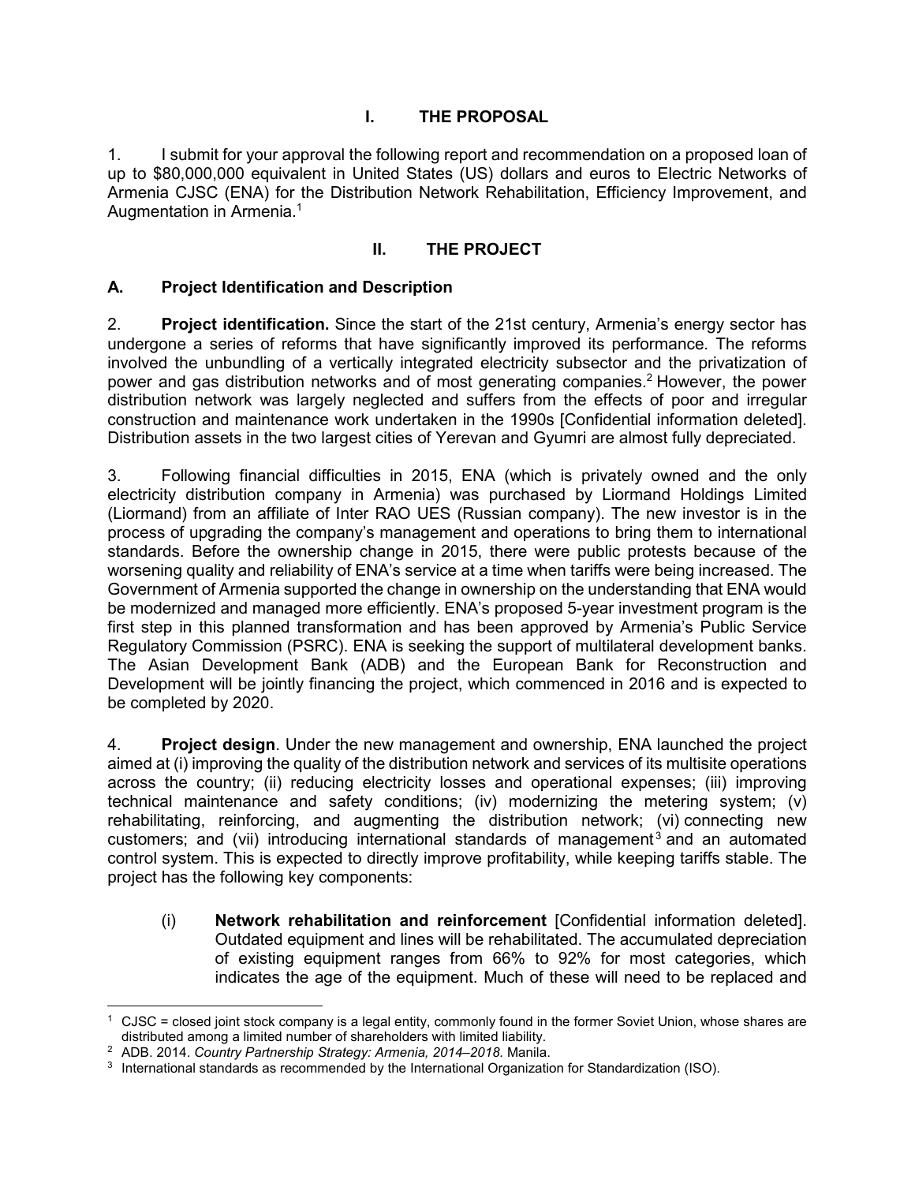# I. THE PROPOSAL

1. I submit for your approval the following report and recommendation on a proposed loan of up to $80,000,000 equivalent in United States (US) dollars and euros to Electric Networks of Armenia CJSC (ENA) for the Distribution Network Rehabilitation, Efficiency Improvement, and Augmentation in Armenia.[1]

# II. THE PROJECT

## A. Project Identification and Description

2. **Project identification.** Since the start of the 21st century, Armenia's energy sector has undergone a series of reforms that have significantly improved its performance. The reforms involved the unbundling of a vertically integrated electricity subsector and the privatization of power and gas distribution networks and of most generating companies.[2] However, the power distribution network was largely neglected and suffers from the effects of poor and irregular construction and maintenance work undertaken in the 1990s [Confidential information deleted]. Distribution assets in the two largest cities of Yerevan and Gyumri are almost fully depreciated.

3. Following financial difficulties in 2015, ENA (which is privately owned and the only electricity distribution company in Armenia) was purchased by Liormand Holdings Limited (Liormand) from an affiliate of Inter RAO UES (Russian company). The new investor is in the process of upgrading the company's management and operations to bring them to international standards. Before the ownership change in 2015, there were public protests because of the worsening quality and reliability of ENA's service at a time when tariffs were being increased. The Government of Armenia supported the change in ownership on the understanding that ENA would be modernized and managed more efficiently. ENA's proposed 5-year investment program is the first step in this planned transformation and has been approved by Armenia's Public Service Regulatory Commission (PSRC). ENA is seeking the support of multilateral development banks. The Asian Development Bank (ADB) and the European Bank for Reconstruction and Development will be jointly financing the project, which commenced in 2016 and is expected to be completed by 2020.

4. **Project design**. Under the new management and ownership, ENA launched the project aimed at (i) improving the quality of the distribution network and services of its multisite operations across the country; (ii) reducing electricity losses and operational expenses; (iii) improving technical maintenance and safety conditions; (iv) modernizing the metering system; (v) rehabilitating, reinforcing, and augmenting the distribution network; (vi) connecting new customers; and (vii) introducing international standards of management[3] and an automated control system. This is expected to directly improve profitability, while keeping tariffs stable. The project has the following key components:

(i) **Network rehabilitation and reinforcement** [Confidential information deleted]. Outdated equipment and lines will be rehabilitated. The accumulated depreciation of existing equipment ranges from 66% to 92% for most categories, which indicates the age of the equipment. Much of these will need to be replaced and

---

[1] CJSC = closed joint stock company is a legal entity, commonly found in the former Soviet Union, whose shares are distributed among a limited number of shareholders with limited liability.

[2] ADB. 2014. *Country Partnership Strategy: Armenia, 2014–2018.* Manila.

[3] International standards as recommended by the International Organization for Standardization (ISO).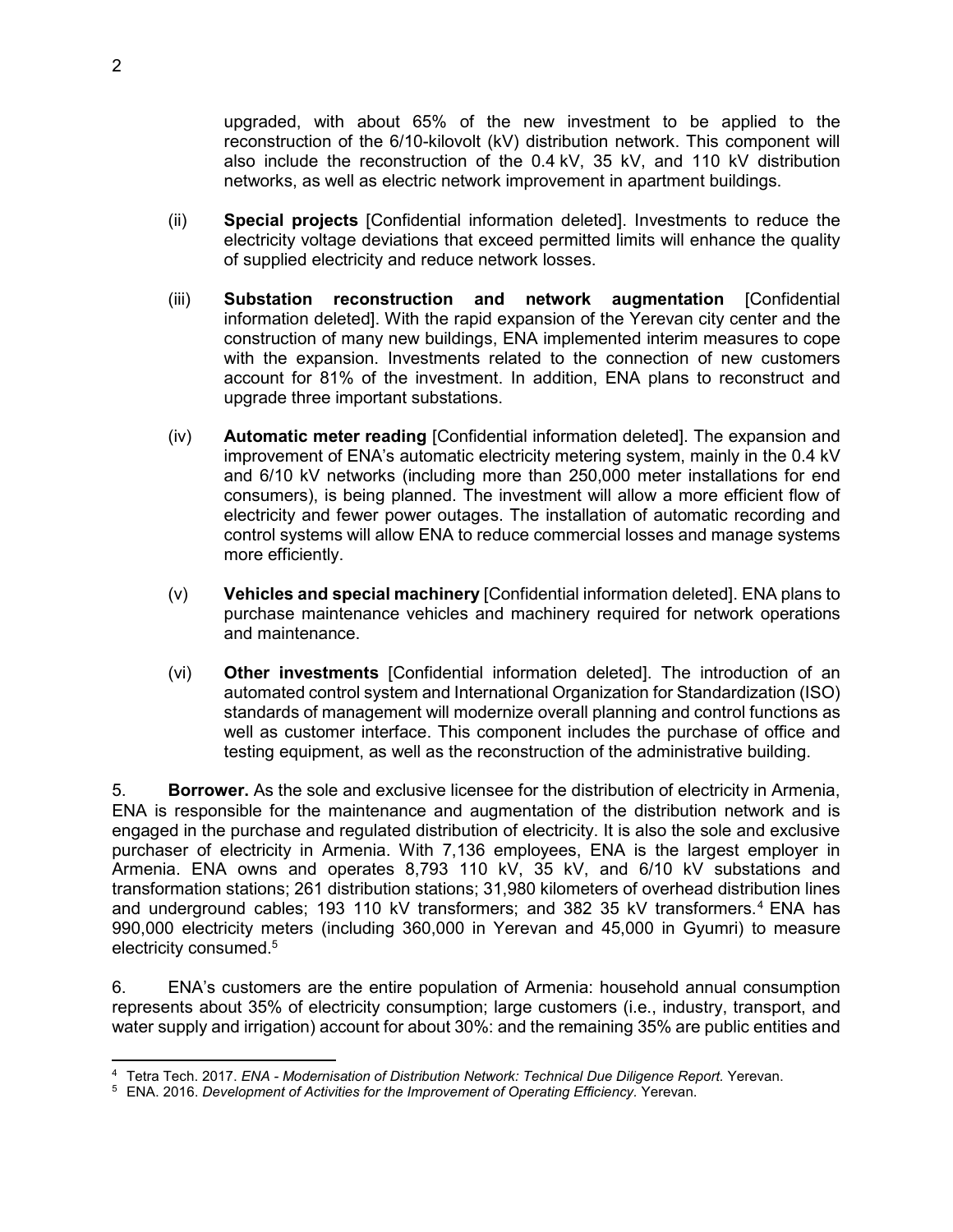upgraded, with about 65% of the new investment to be applied to the reconstruction of the 6/10-kilovolt (kV) distribution network. This component will also include the reconstruction of the 0.4 kV, 35 kV, and 110 kV distribution networks, as well as electric network improvement in apartment buildings.

(ii) **Special projects** [Confidential information deleted]. Investments to reduce the electricity voltage deviations that exceed permitted limits will enhance the quality of supplied electricity and reduce network losses.

(iii) **Substation reconstruction and network augmentation** [Confidential information deleted]. With the rapid expansion of the Yerevan city center and the construction of many new buildings, ENA implemented interim measures to cope with the expansion. Investments related to the connection of new customers account for 81% of the investment. In addition, ENA plans to reconstruct and upgrade three important substations.

(iv) **Automatic meter reading** [Confidential information deleted]. The expansion and improvement of ENA's automatic electricity metering system, mainly in the 0.4 kV and 6/10 kV networks (including more than 250,000 meter installations for end consumers), is being planned. The investment will allow a more efficient flow of electricity and fewer power outages. The installation of automatic recording and control systems will allow ENA to reduce commercial losses and manage systems more efficiently.

(v) **Vehicles and special machinery** [Confidential information deleted]. ENA plans to purchase maintenance vehicles and machinery required for network operations and maintenance.

(vi) **Other investments** [Confidential information deleted]. The introduction of an automated control system and International Organization for Standardization (ISO) standards of management will modernize overall planning and control functions as well as customer interface. This component includes the purchase of office and testing equipment, as well as the reconstruction of the administrative building.

5. **Borrower.** As the sole and exclusive licensee for the distribution of electricity in Armenia, ENA is responsible for the maintenance and augmentation of the distribution network and is engaged in the purchase and regulated distribution of electricity. It is also the sole and exclusive purchaser of electricity in Armenia. With 7,136 employees, ENA is the largest employer in Armenia. ENA owns and operates 8,793 110 kV, 35 kV, and 6/10 kV substations and transformation stations; 261 distribution stations; 31,980 kilometers of overhead distribution lines and underground cables; 193 110 kV transformers; and 382 35 kV transformers.[4] ENA has 990,000 electricity meters (including 360,000 in Yerevan and 45,000 in Gyumri) to measure electricity consumed.[5]

6. ENA's customers are the entire population of Armenia: household annual consumption represents about 35% of electricity consumption; large customers (i.e., industry, transport, and water supply and irrigation) account for about 30%: and the remaining 35% are public entities and

---

[4] Tetra Tech. 2017. *ENA - Modernisation of Distribution Network: Technical Due Diligence Report.* Yerevan.

[5] ENA. 2016. *Development of Activities for the Improvement of Operating Efficiency.* Yerevan.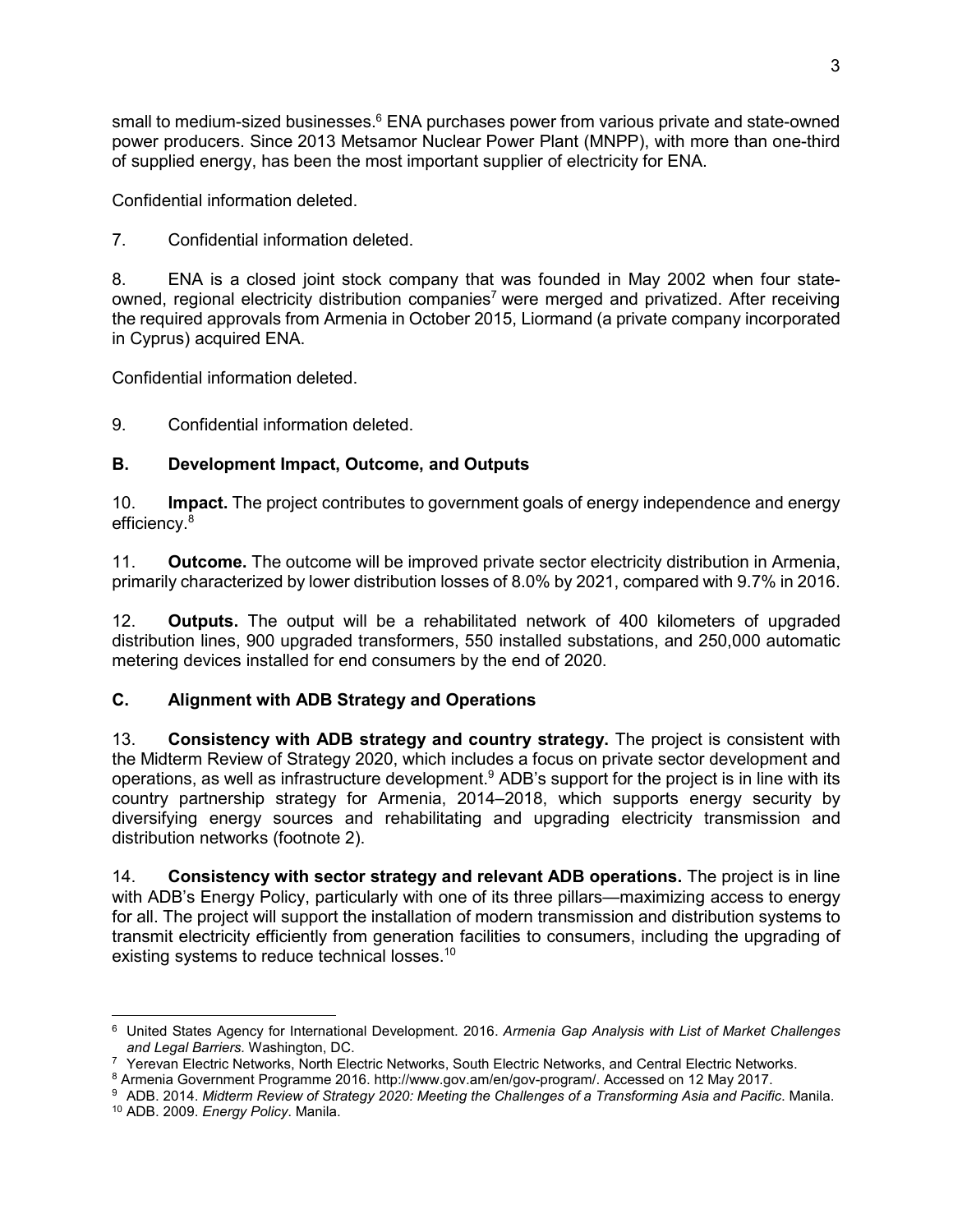small to medium-sized businesses.[6] ENA purchases power from various private and state-owned power producers. Since 2013 Metsamor Nuclear Power Plant (MNPP), with more than one-third of supplied energy, has been the most important supplier of electricity for ENA.

Confidential information deleted.

7. Confidential information deleted.

8. ENA is a closed joint stock company that was founded in May 2002 when four state-owned, regional electricity distribution companies[7] were merged and privatized. After receiving the required approvals from Armenia in October 2015, Liormand (a private company incorporated in Cyprus) acquired ENA.

Confidential information deleted.

9. Confidential information deleted.

### B. Development Impact, Outcome, and Outputs

10. **Impact.** The project contributes to government goals of energy independence and energy efficiency.[8]

11. **Outcome.** The outcome will be improved private sector electricity distribution in Armenia, primarily characterized by lower distribution losses of 8.0% by 2021, compared with 9.7% in 2016.

12. **Outputs.** The output will be a rehabilitated network of 400 kilometers of upgraded distribution lines, 900 upgraded transformers, 550 installed substations, and 250,000 automatic metering devices installed for end consumers by the end of 2020.

### C. Alignment with ADB Strategy and Operations

13. **Consistency with ADB strategy and country strategy.** The project is consistent with the Midterm Review of Strategy 2020, which includes a focus on private sector development and operations, as well as infrastructure development.[9] ADB's support for the project is in line with its country partnership strategy for Armenia, 2014–2018, which supports energy security by diversifying energy sources and rehabilitating and upgrading electricity transmission and distribution networks (footnote 2).

14. **Consistency with sector strategy and relevant ADB operations.** The project is in line with ADB's Energy Policy, particularly with one of its three pillars—maximizing access to energy for all. The project will support the installation of modern transmission and distribution systems to transmit electricity efficiently from generation facilities to consumers, including the upgrading of existing systems to reduce technical losses.[10]

---

[6] United States Agency for International Development. 2016. *Armenia Gap Analysis with List of Market Challenges and Legal Barriers.* Washington, DC.

[7] Yerevan Electric Networks, North Electric Networks, South Electric Networks, and Central Electric Networks.

[8] Armenia Government Programme 2016. http://www.gov.am/en/gov-program/. Accessed on 12 May 2017.

[9] ADB. 2014. *Midterm Review of Strategy 2020: Meeting the Challenges of a Transforming Asia and Pacific*. Manila.

[10] ADB. 2009. *Energy Policy*. Manila.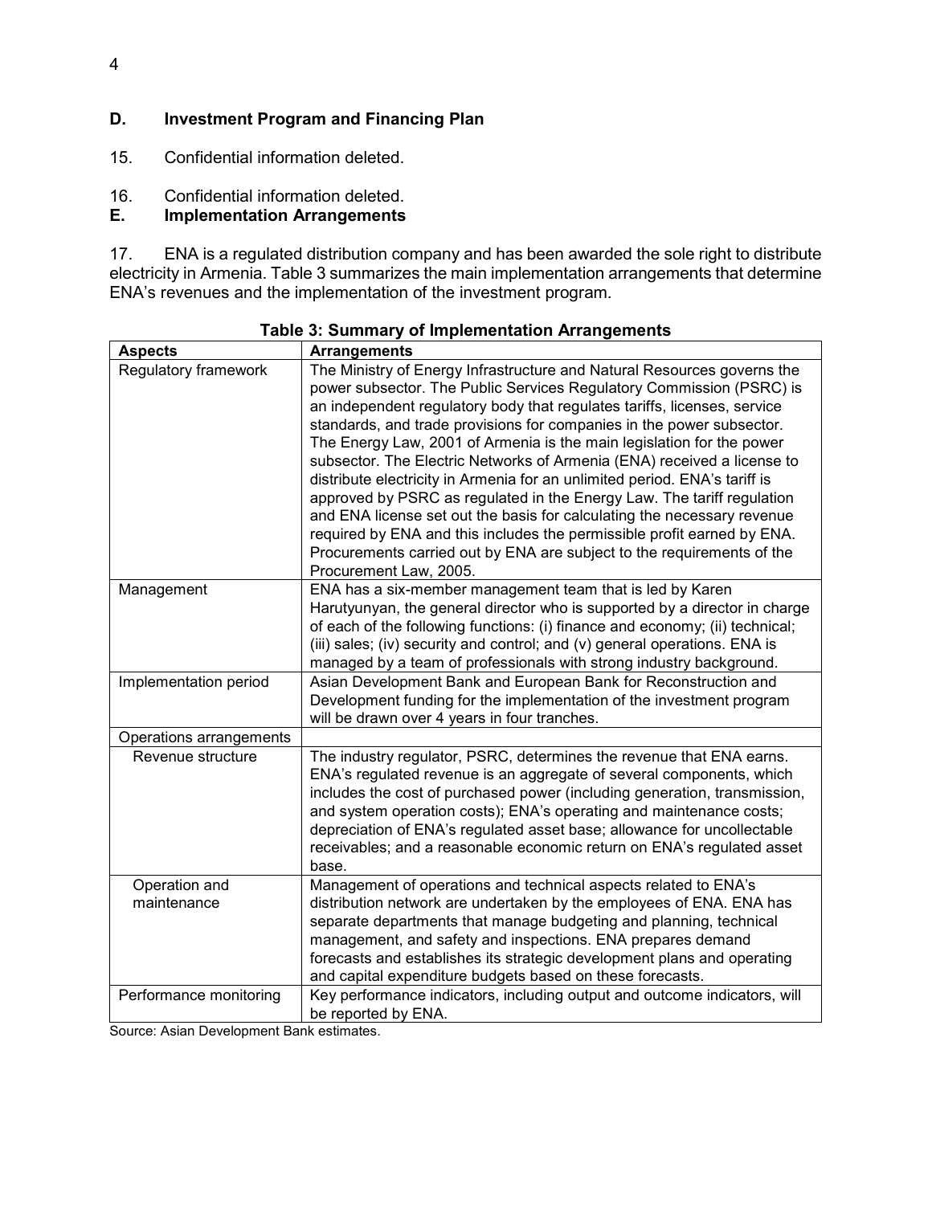## D. Investment Program and Financing Plan

15. Confidential information deleted.

16. Confidential information deleted.

## E. Implementation Arrangements

17. ENA is a regulated distribution company and has been awarded the sole right to distribute electricity in Armenia. Table 3 summarizes the main implementation arrangements that determine ENA's revenues and the implementation of the investment program.

**Table 3: Summary of Implementation Arrangements**

| Aspects | Arrangements |
| --- | --- |
| Regulatory framework | The Ministry of Energy Infrastructure and Natural Resources governs the power subsector. The Public Services Regulatory Commission (PSRC) is an independent regulatory body that regulates tariffs, licenses, service standards, and trade provisions for companies in the power subsector. The Energy Law, 2001 of Armenia is the main legislation for the power subsector. The Electric Networks of Armenia (ENA) received a license to distribute electricity in Armenia for an unlimited period. ENA's tariff is approved by PSRC as regulated in the Energy Law. The tariff regulation and ENA license set out the basis for calculating the necessary revenue required by ENA and this includes the permissible profit earned by ENA. Procurements carried out by ENA are subject to the requirements of the Procurement Law, 2005. |
| Management | ENA has a six-member management team that is led by Karen Harutyunyan, the general director who is supported by a director in charge of each of the following functions: (i) finance and economy; (ii) technical; (iii) sales; (iv) security and control; and (v) general operations. ENA is managed by a team of professionals with strong industry background. |
| Implementation period | Asian Development Bank and European Bank for Reconstruction and Development funding for the implementation of the investment program will be drawn over 4 years in four tranches. |
| Operations arrangements | |
| Revenue structure | The industry regulator, PSRC, determines the revenue that ENA earns. ENA's regulated revenue is an aggregate of several components, which includes the cost of purchased power (including generation, transmission, and system operation costs); ENA's operating and maintenance costs; depreciation of ENA's regulated asset base; allowance for uncollectable receivables; and a reasonable economic return on ENA's regulated asset base. |
| Operation and maintenance | Management of operations and technical aspects related to ENA's distribution network are undertaken by the employees of ENA. ENA has separate departments that manage budgeting and planning, technical management, and safety and inspections. ENA prepares demand forecasts and establishes its strategic development plans and operating and capital expenditure budgets based on these forecasts. |
| Performance monitoring | Key performance indicators, including output and outcome indicators, will be reported by ENA. |

Source: Asian Development Bank estimates.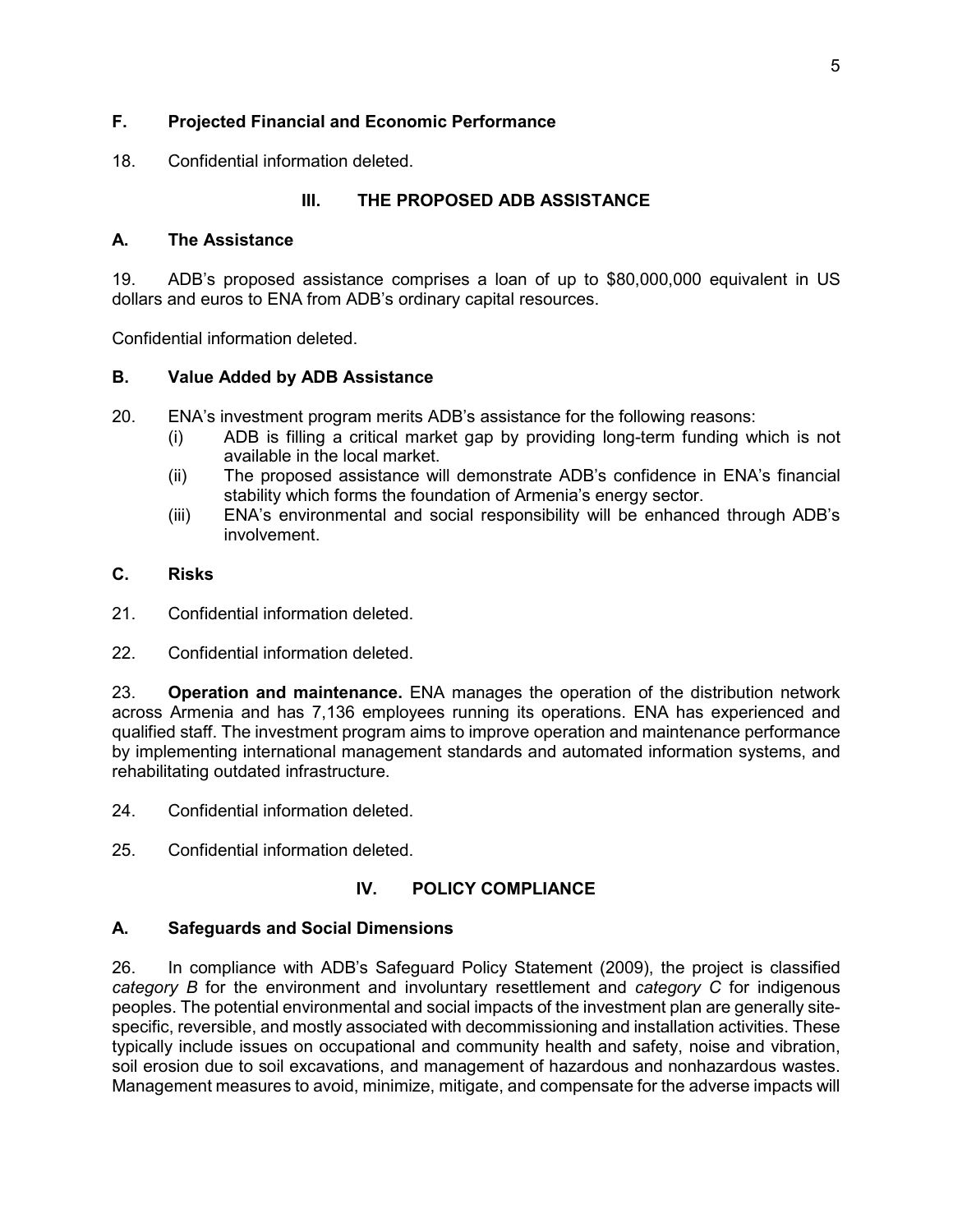### F. Projected Financial and Economic Performance

18. Confidential information deleted.

## III. THE PROPOSED ADB ASSISTANCE

### A. The Assistance

19. ADB's proposed assistance comprises a loan of up to $80,000,000 equivalent in US dollars and euros to ENA from ADB's ordinary capital resources.

Confidential information deleted.

### B. Value Added by ADB Assistance

20. ENA's investment program merits ADB's assistance for the following reasons:

   (i) ADB is filling a critical market gap by providing long-term funding which is not available in the local market.
   
   (ii) The proposed assistance will demonstrate ADB's confidence in ENA's financial stability which forms the foundation of Armenia's energy sector.
   
   (iii) ENA's environmental and social responsibility will be enhanced through ADB's involvement.

### C. Risks

21. Confidential information deleted.

22. Confidential information deleted.

23. **Operation and maintenance.** ENA manages the operation of the distribution network across Armenia and has 7,136 employees running its operations. ENA has experienced and qualified staff. The investment program aims to improve operation and maintenance performance by implementing international management standards and automated information systems, and rehabilitating outdated infrastructure.

24. Confidential information deleted.

25. Confidential information deleted.

## IV. POLICY COMPLIANCE

### A. Safeguards and Social Dimensions

26. In compliance with ADB's Safeguard Policy Statement (2009), the project is classified *category B* for the environment and involuntary resettlement and *category C* for indigenous peoples. The potential environmental and social impacts of the investment plan are generally site-specific, reversible, and mostly associated with decommissioning and installation activities. These typically include issues on occupational and community health and safety, noise and vibration, soil erosion due to soil excavations, and management of hazardous and nonhazardous wastes. Management measures to avoid, minimize, mitigate, and compensate for the adverse impacts will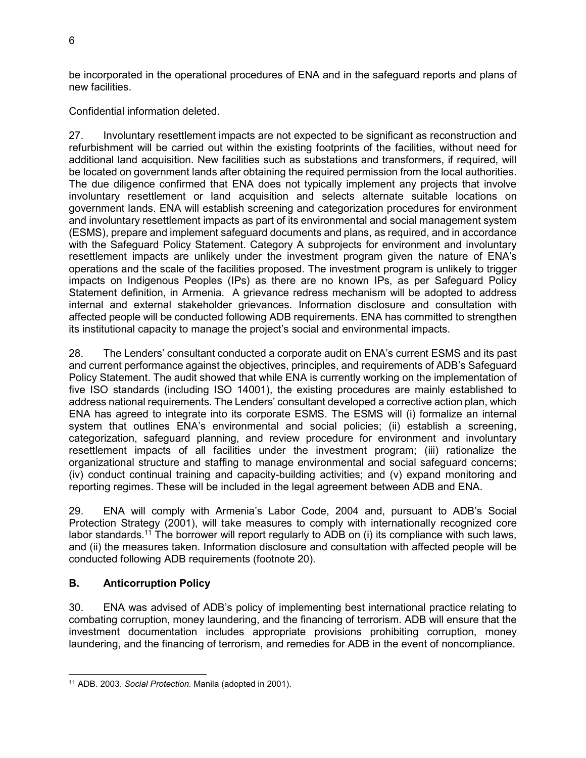be incorporated in the operational procedures of ENA and in the safeguard reports and plans of new facilities.

Confidential information deleted.

27. Involuntary resettlement impacts are not expected to be significant as reconstruction and refurbishment will be carried out within the existing footprints of the facilities, without need for additional land acquisition. New facilities such as substations and transformers, if required, will be located on government lands after obtaining the required permission from the local authorities. The due diligence confirmed that ENA does not typically implement any projects that involve involuntary resettlement or land acquisition and selects alternate suitable locations on government lands. ENA will establish screening and categorization procedures for environment and involuntary resettlement impacts as part of its environmental and social management system (ESMS), prepare and implement safeguard documents and plans, as required, and in accordance with the Safeguard Policy Statement. Category A subprojects for environment and involuntary resettlement impacts are unlikely under the investment program given the nature of ENA's operations and the scale of the facilities proposed. The investment program is unlikely to trigger impacts on Indigenous Peoples (IPs) as there are no known IPs, as per Safeguard Policy Statement definition, in Armenia. A grievance redress mechanism will be adopted to address internal and external stakeholder grievances. Information disclosure and consultation with affected people will be conducted following ADB requirements. ENA has committed to strengthen its institutional capacity to manage the project's social and environmental impacts.

28. The Lenders' consultant conducted a corporate audit on ENA's current ESMS and its past and current performance against the objectives, principles, and requirements of ADB's Safeguard Policy Statement. The audit showed that while ENA is currently working on the implementation of five ISO standards (including ISO 14001), the existing procedures are mainly established to address national requirements. The Lenders' consultant developed a corrective action plan, which ENA has agreed to integrate into its corporate ESMS. The ESMS will (i) formalize an internal system that outlines ENA's environmental and social policies; (ii) establish a screening, categorization, safeguard planning, and review procedure for environment and involuntary resettlement impacts of all facilities under the investment program; (iii) rationalize the organizational structure and staffing to manage environmental and social safeguard concerns; (iv) conduct continual training and capacity-building activities; and (v) expand monitoring and reporting regimes. These will be included in the legal agreement between ADB and ENA.

29. ENA will comply with Armenia's Labor Code, 2004 and, pursuant to ADB's Social Protection Strategy (2001), will take measures to comply with internationally recognized core labor standards.[11] The borrower will report regularly to ADB on (i) its compliance with such laws, and (ii) the measures taken. Information disclosure and consultation with affected people will be conducted following ADB requirements (footnote 20).

## B. Anticorruption Policy

30. ENA was advised of ADB's policy of implementing best international practice relating to combating corruption, money laundering, and the financing of terrorism. ADB will ensure that the investment documentation includes appropriate provisions prohibiting corruption, money laundering, and the financing of terrorism, and remedies for ADB in the event of noncompliance.

---

[11] ADB. 2003. *Social Protection.* Manila (adopted in 2001).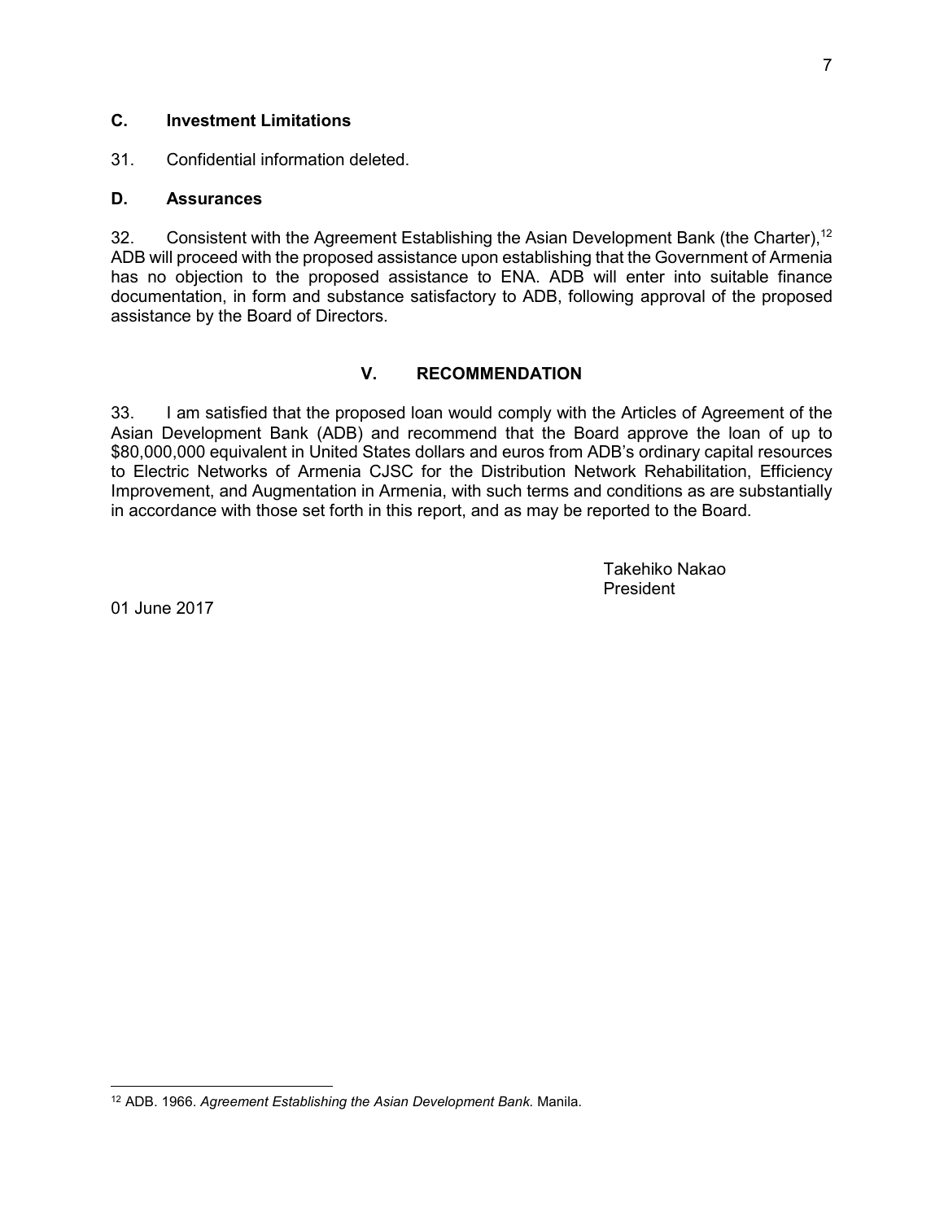### C. Investment Limitations

31. Confidential information deleted.

### D. Assurances

32. Consistent with the Agreement Establishing the Asian Development Bank (the Charter),[12] ADB will proceed with the proposed assistance upon establishing that the Government of Armenia has no objection to the proposed assistance to ENA. ADB will enter into suitable finance documentation, in form and substance satisfactory to ADB, following approval of the proposed assistance by the Board of Directors.

## V. RECOMMENDATION

33. I am satisfied that the proposed loan would comply with the Articles of Agreement of the Asian Development Bank (ADB) and recommend that the Board approve the loan of up to \$80,000,000 equivalent in United States dollars and euros from ADB's ordinary capital resources to Electric Networks of Armenia CJSC for the Distribution Network Rehabilitation, Efficiency Improvement, and Augmentation in Armenia, with such terms and conditions as are substantially in accordance with those set forth in this report, and as may be reported to the Board.

Takehiko Nakao
President

01 June 2017

---

[12] ADB. 1966. *Agreement Establishing the Asian Development Bank.* Manila.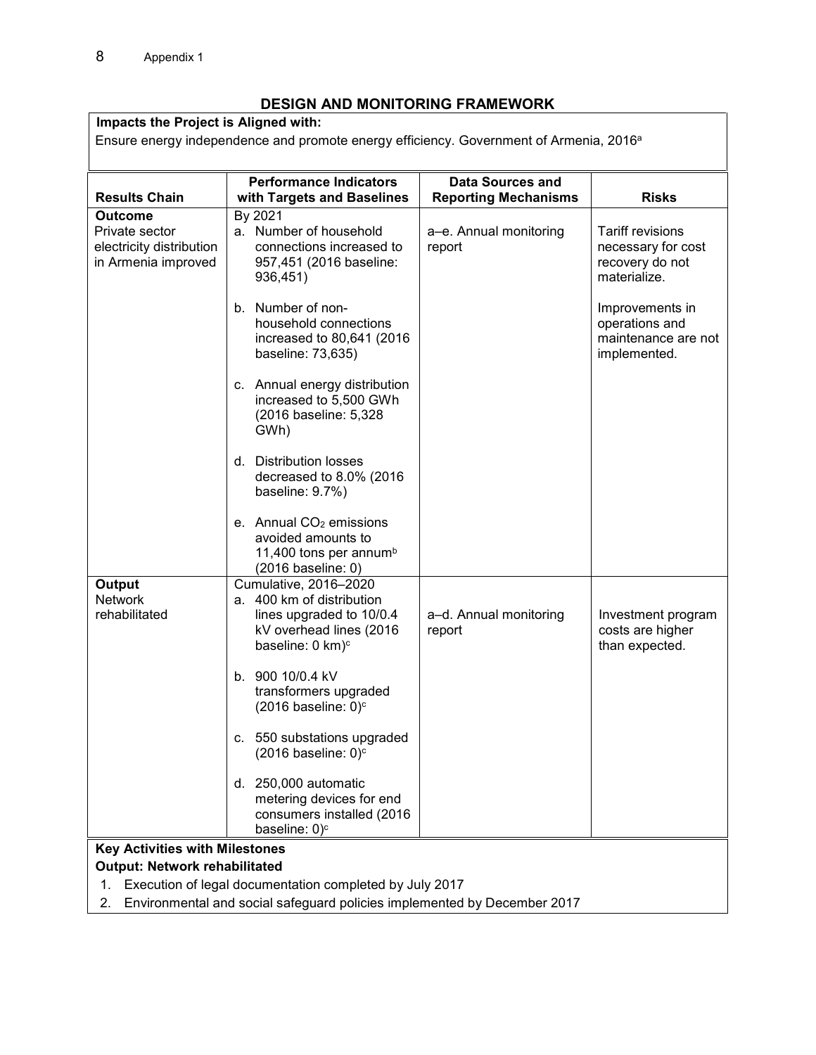## DESIGN AND MONITORING FRAMEWORK

**Impacts the Project is Aligned with:**

Ensure energy independence and promote energy efficiency. Government of Armenia, 2016[a]

| Results Chain | Performance Indicators with Targets and Baselines | Data Sources and Reporting Mechanisms | Risks |
|---|---|---|---|
| **Outcome**<br>Private sector electricity distribution in Armenia improved | By 2021<br>a. Number of household connections increased to 957,451 (2016 baseline: 936,451)<br><br>b. Number of non-household connections increased to 80,641 (2016 baseline: 73,635)<br><br>c. Annual energy distribution increased to 5,500 GWh (2016 baseline: 5,328 GWh)<br><br>d. Distribution losses decreased to 8.0% (2016 baseline: 9.7%)<br><br>e. Annual $CO_2$ emissions avoided amounts to 11,400 tons per annum[b] (2016 baseline: 0) | a–e. Annual monitoring report | Tariff revisions necessary for cost recovery do not materialize.<br><br>Improvements in operations and maintenance are not implemented. |
| **Output**<br>Network rehabilitated | Cumulative, 2016–2020<br>a. 400 km of distribution lines upgraded to 10/0.4 kV overhead lines (2016 baseline: 0 km)[c]<br><br>b. 900 10/0.4 kV transformers upgraded (2016 baseline: 0)[c]<br><br>c. 550 substations upgraded (2016 baseline: 0)[c]<br><br>d. 250,000 automatic metering devices for end consumers installed (2016 baseline: 0)[c] | a–d. Annual monitoring report | Investment program costs are higher than expected. |

**Key Activities with Milestones**

**Output: Network rehabilitated**

1. Execution of legal documentation completed by July 2017
2. Environmental and social safeguard policies implemented by December 2017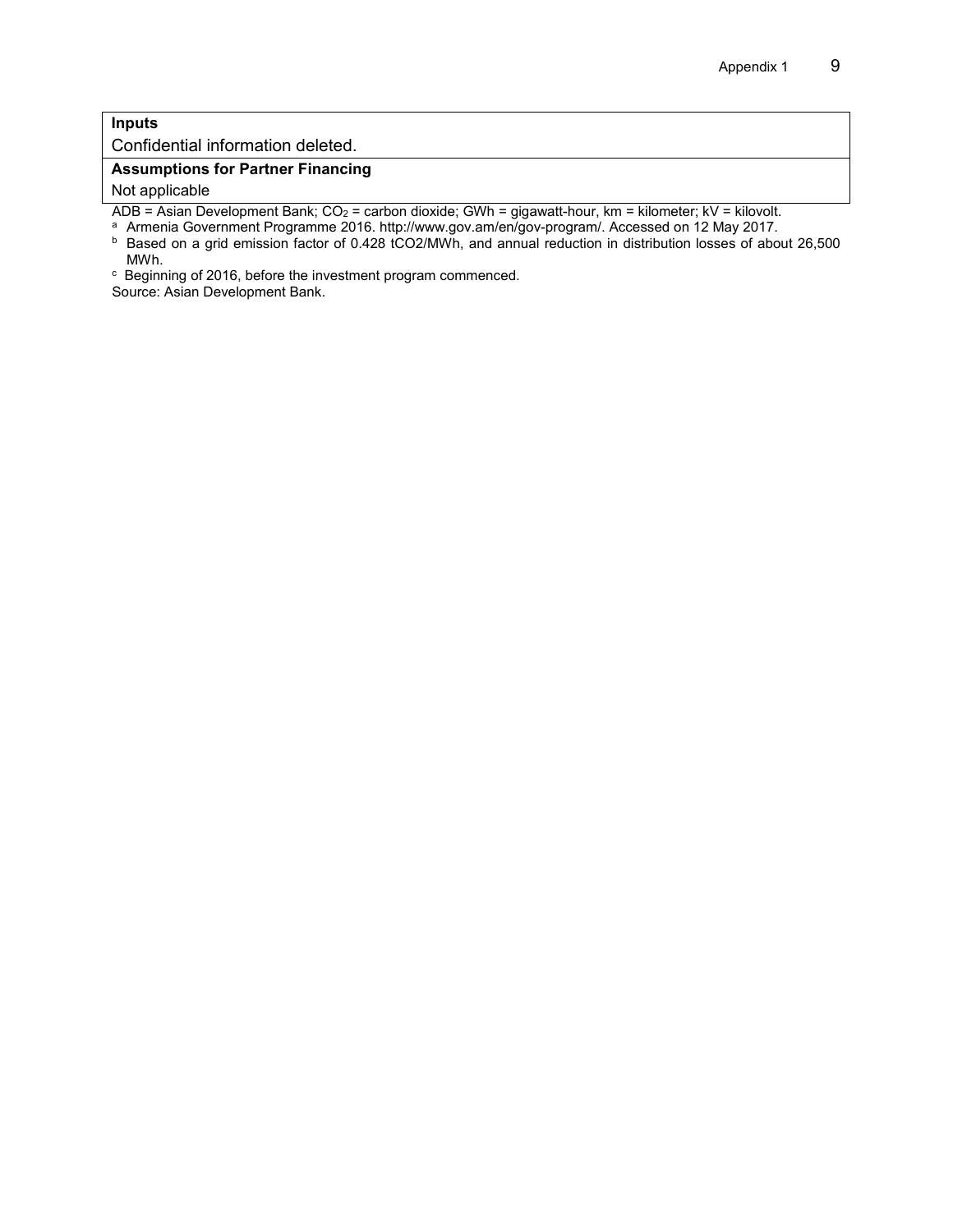| **Inputs** |
|---|
| Confidential information deleted. |
| **Assumptions for Partner Financing** |
| Not applicable |

ADB = Asian Development Bank; $CO_2$ = carbon dioxide; GWh = gigawatt-hour, km = kilometer; kV = kilovolt.

[a] Armenia Government Programme 2016. http://www.gov.am/en/gov-program/. Accessed on 12 May 2017.

[b] Based on a grid emission factor of 0.428 $tCO_2/MWh$, and annual reduction in distribution losses of about 26,500 MWh.

[c] Beginning of 2016, before the investment program commenced.

Source: Asian Development Bank.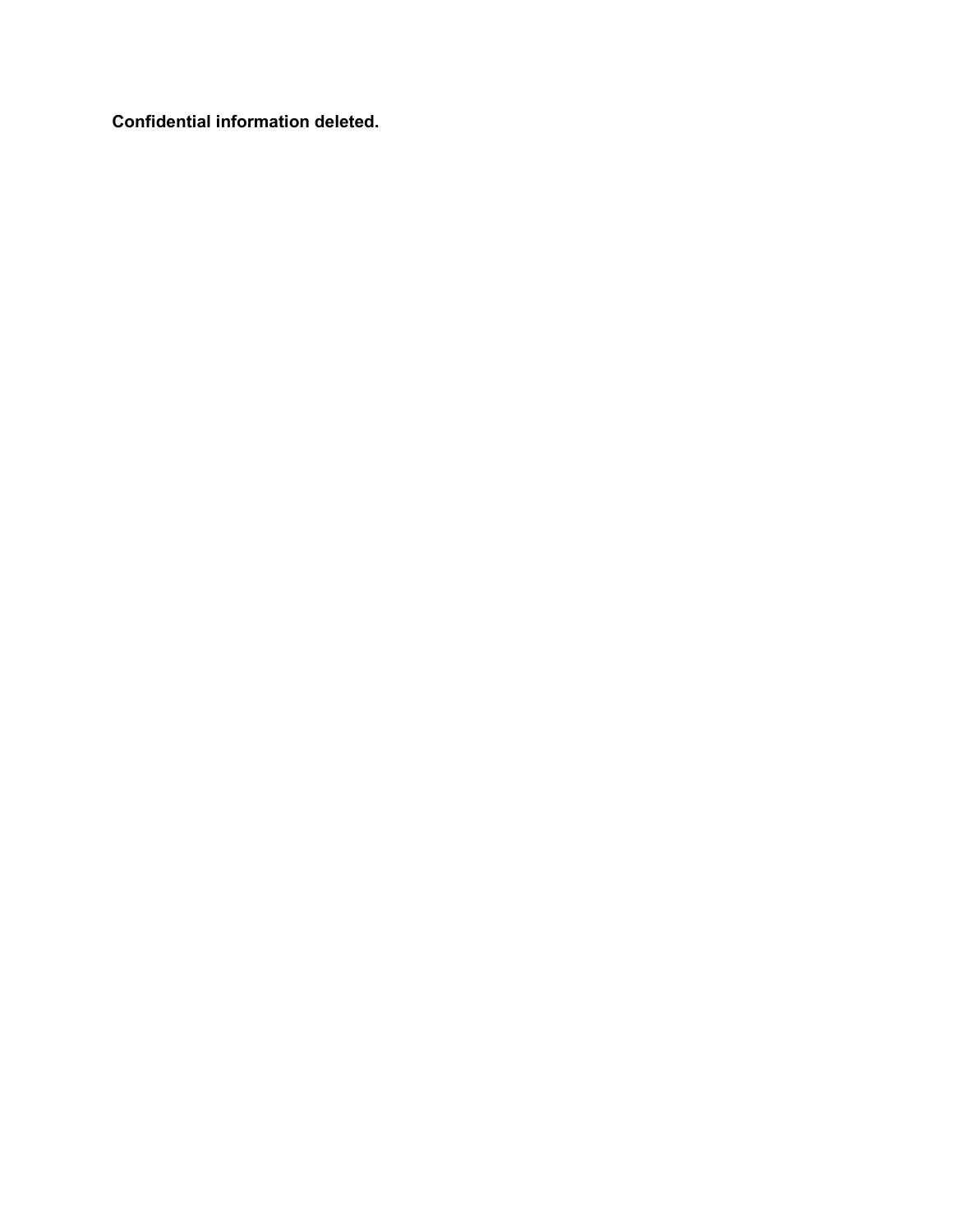**Confidential information deleted.**